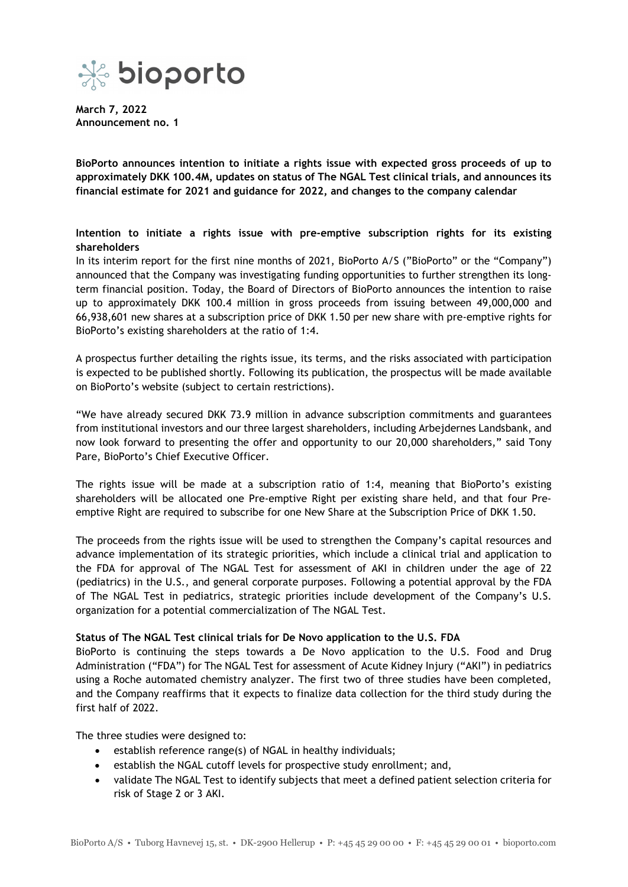**March 7, 2022**
**Announcement no. 1**

**BioPorto announces intention to initiate a rights issue with expected gross proceeds of up to approximately DKK 100.4M, updates on status of The NGAL Test clinical trials, and announces its financial estimate for 2021 and guidance for 2022, and changes to the company calendar**

**Intention to initiate a rights issue with pre-emptive subscription rights for its existing shareholders**

In its interim report for the first nine months of 2021, BioPorto A/S ("BioPorto" or the "Company") announced that the Company was investigating funding opportunities to further strengthen its long-term financial position. Today, the Board of Directors of BioPorto announces the intention to raise up to approximately DKK 100.4 million in gross proceeds from issuing between 49,000,000 and 66,938,601 new shares at a subscription price of DKK 1.50 per new share with pre-emptive rights for BioPorto's existing shareholders at the ratio of 1:4.

A prospectus further detailing the rights issue, its terms, and the risks associated with participation is expected to be published shortly. Following its publication, the prospectus will be made available on BioPorto's website (subject to certain restrictions).

"We have already secured DKK 73.9 million in advance subscription commitments and guarantees from institutional investors and our three largest shareholders, including Arbejdernes Landsbank, and now look forward to presenting the offer and opportunity to our 20,000 shareholders," said Tony Pare, BioPorto's Chief Executive Officer.

The rights issue will be made at a subscription ratio of 1:4, meaning that BioPorto's existing shareholders will be allocated one Pre-emptive Right per existing share held, and that four Pre-emptive Right are required to subscribe for one New Share at the Subscription Price of DKK 1.50.

The proceeds from the rights issue will be used to strengthen the Company's capital resources and advance implementation of its strategic priorities, which include a clinical trial and application to the FDA for approval of The NGAL Test for assessment of AKI in children under the age of 22 (pediatrics) in the U.S., and general corporate purposes. Following a potential approval by the FDA of The NGAL Test in pediatrics, strategic priorities include development of the Company's U.S. organization for a potential commercialization of The NGAL Test.

**Status of The NGAL Test clinical trials for De Novo application to the U.S. FDA**

BioPorto is continuing the steps towards a De Novo application to the U.S. Food and Drug Administration ("FDA") for The NGAL Test for assessment of Acute Kidney Injury ("AKI") in pediatrics using a Roche automated chemistry analyzer. The first two of three studies have been completed, and the Company reaffirms that it expects to finalize data collection for the third study during the first half of 2022.

The three studies were designed to:

- establish reference range(s) of NGAL in healthy individuals;
- establish the NGAL cutoff levels for prospective study enrollment; and,
- validate The NGAL Test to identify subjects that meet a defined patient selection criteria for risk of Stage 2 or 3 AKI.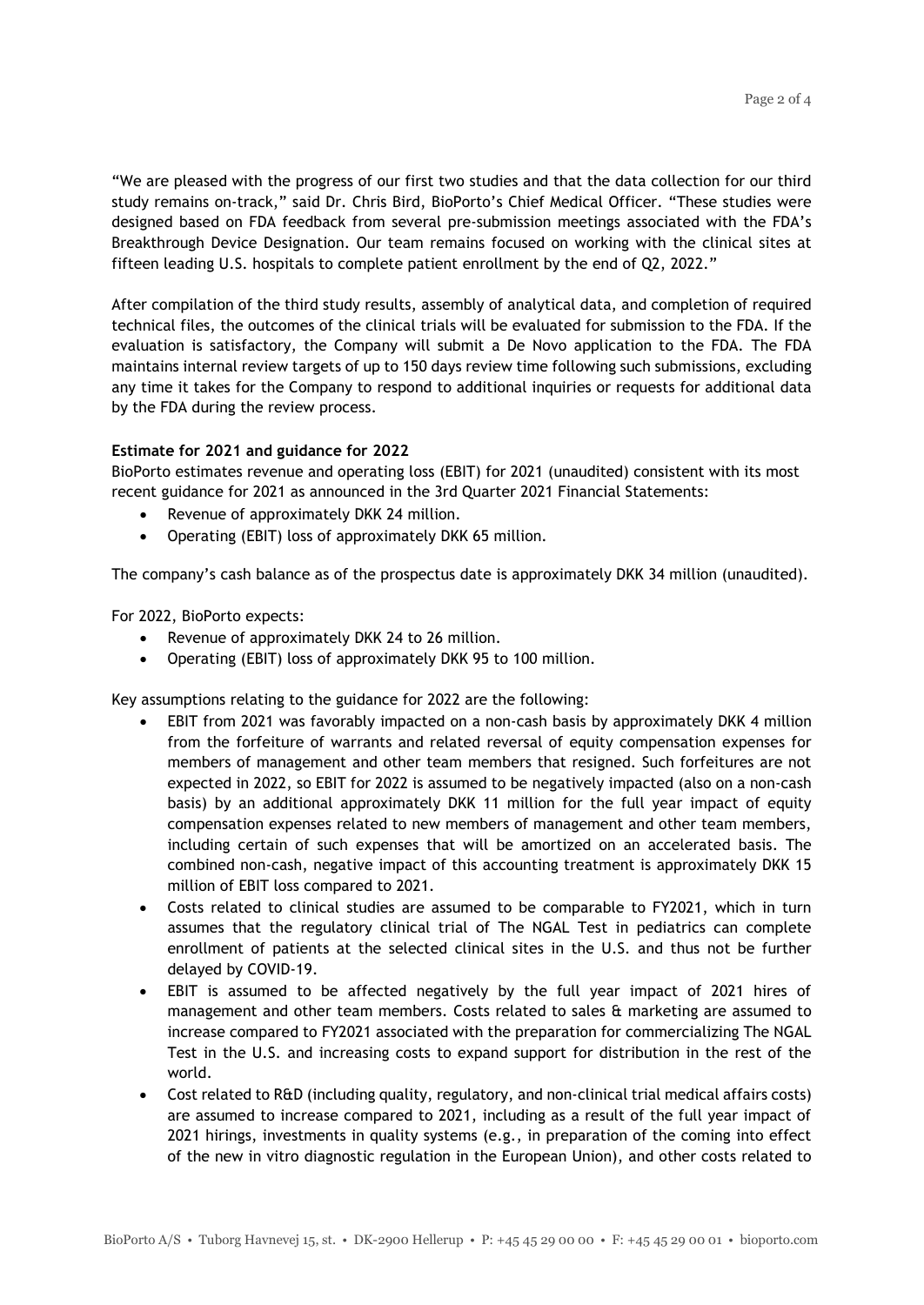"We are pleased with the progress of our first two studies and that the data collection for our third study remains on-track," said Dr. Chris Bird, BioPorto's Chief Medical Officer. "These studies were designed based on FDA feedback from several pre-submission meetings associated with the FDA's Breakthrough Device Designation. Our team remains focused on working with the clinical sites at fifteen leading U.S. hospitals to complete patient enrollment by the end of Q2, 2022."

After compilation of the third study results, assembly of analytical data, and completion of required technical files, the outcomes of the clinical trials will be evaluated for submission to the FDA. If the evaluation is satisfactory, the Company will submit a De Novo application to the FDA. The FDA maintains internal review targets of up to 150 days review time following such submissions, excluding any time it takes for the Company to respond to additional inquiries or requests for additional data by the FDA during the review process.

**Estimate for 2021 and guidance for 2022**

BioPorto estimates revenue and operating loss (EBIT) for 2021 (unaudited) consistent with its most recent guidance for 2021 as announced in the 3rd Quarter 2021 Financial Statements:

- Revenue of approximately DKK 24 million.
- Operating (EBIT) loss of approximately DKK 65 million.

The company's cash balance as of the prospectus date is approximately DKK 34 million (unaudited).

For 2022, BioPorto expects:

- Revenue of approximately DKK 24 to 26 million.
- Operating (EBIT) loss of approximately DKK 95 to 100 million.

Key assumptions relating to the guidance for 2022 are the following:

- EBIT from 2021 was favorably impacted on a non-cash basis by approximately DKK 4 million from the forfeiture of warrants and related reversal of equity compensation expenses for members of management and other team members that resigned. Such forfeitures are not expected in 2022, so EBIT for 2022 is assumed to be negatively impacted (also on a non-cash basis) by an additional approximately DKK 11 million for the full year impact of equity compensation expenses related to new members of management and other team members, including certain of such expenses that will be amortized on an accelerated basis. The combined non-cash, negative impact of this accounting treatment is approximately DKK 15 million of EBIT loss compared to 2021.
- Costs related to clinical studies are assumed to be comparable to FY2021, which in turn assumes that the regulatory clinical trial of The NGAL Test in pediatrics can complete enrollment of patients at the selected clinical sites in the U.S. and thus not be further delayed by COVID-19.
- EBIT is assumed to be affected negatively by the full year impact of 2021 hires of management and other team members. Costs related to sales & marketing are assumed to increase compared to FY2021 associated with the preparation for commercializing The NGAL Test in the U.S. and increasing costs to expand support for distribution in the rest of the world.
- Cost related to R&D (including quality, regulatory, and non-clinical trial medical affairs costs) are assumed to increase compared to 2021, including as a result of the full year impact of 2021 hirings, investments in quality systems (e.g., in preparation of the coming into effect of the new in vitro diagnostic regulation in the European Union), and other costs related to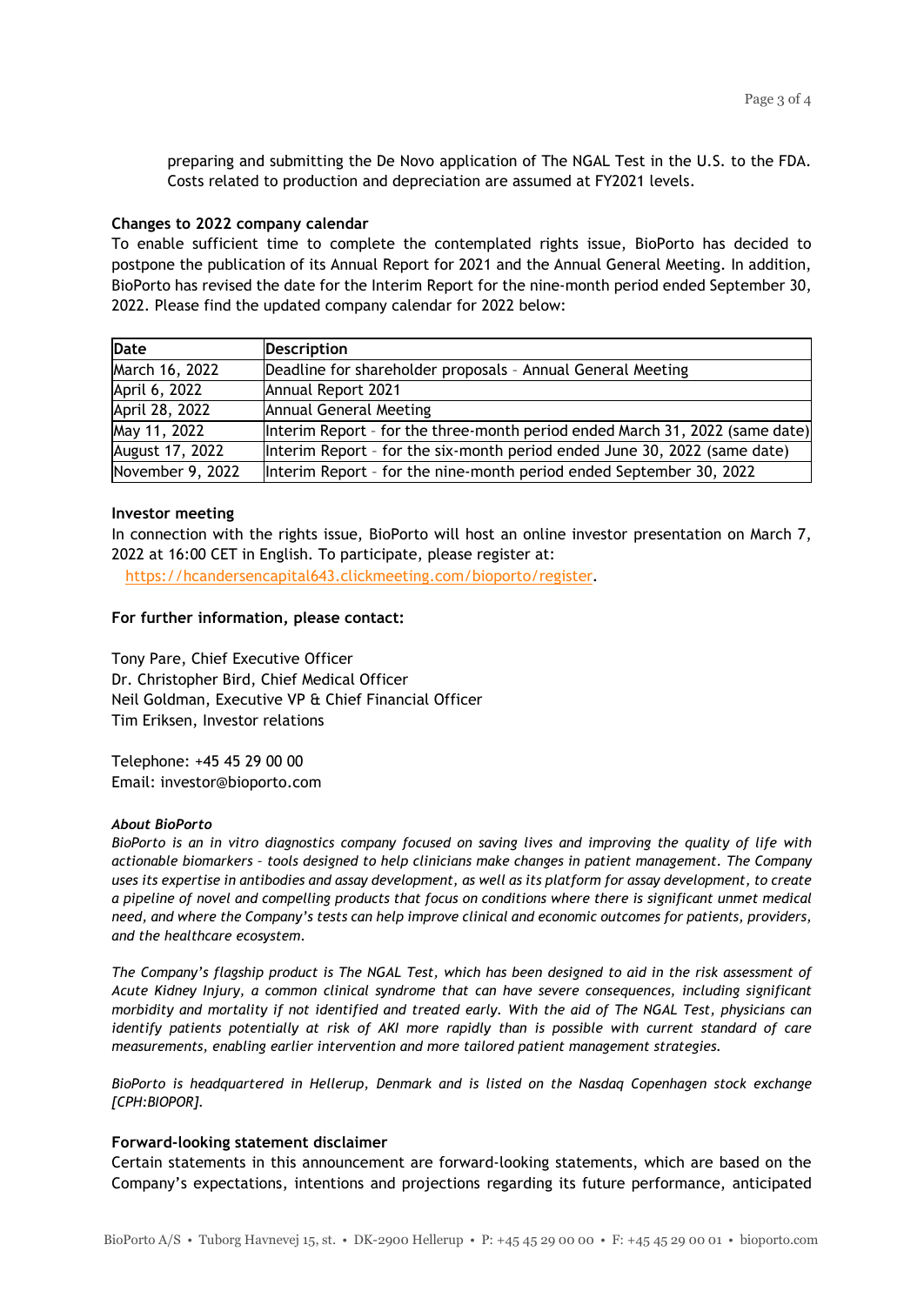preparing and submitting the De Novo application of The NGAL Test in the U.S. to the FDA. Costs related to production and depreciation are assumed at FY2021 levels.

**Changes to 2022 company calendar**

To enable sufficient time to complete the contemplated rights issue, BioPorto has decided to postpone the publication of its Annual Report for 2021 and the Annual General Meeting. In addition, BioPorto has revised the date for the Interim Report for the nine-month period ended September 30, 2022. Please find the updated company calendar for 2022 below:

| Date | Description |
|---|---|
| March 16, 2022 | Deadline for shareholder proposals – Annual General Meeting |
| April 6, 2022 | Annual Report 2021 |
| April 28, 2022 | Annual General Meeting |
| May 11, 2022 | Interim Report – for the three-month period ended March 31, 2022 (same date) |
| August 17, 2022 | Interim Report – for the six-month period ended June 30, 2022 (same date) |
| November 9, 2022 | Interim Report – for the nine-month period ended September 30, 2022 |

**Investor meeting**

In connection with the rights issue, BioPorto will host an online investor presentation on March 7, 2022 at 16:00 CET in English. To participate, please register at: https://hcandersencapital643.clickmeeting.com/bioporto/register.

**For further information, please contact:**

Tony Pare, Chief Executive Officer
Dr. Christopher Bird, Chief Medical Officer
Neil Goldman, Executive VP & Chief Financial Officer
Tim Eriksen, Investor relations

Telephone: +45 45 29 00 00
Email: investor@bioporto.com

***About BioPorto***

*BioPorto is an in vitro diagnostics company focused on saving lives and improving the quality of life with actionable biomarkers – tools designed to help clinicians make changes in patient management. The Company uses its expertise in antibodies and assay development, as well as its platform for assay development, to create a pipeline of novel and compelling products that focus on conditions where there is significant unmet medical need, and where the Company's tests can help improve clinical and economic outcomes for patients, providers, and the healthcare ecosystem.*

*The Company's flagship product is The NGAL Test, which has been designed to aid in the risk assessment of Acute Kidney Injury, a common clinical syndrome that can have severe consequences, including significant morbidity and mortality if not identified and treated early. With the aid of The NGAL Test, physicians can identify patients potentially at risk of AKI more rapidly than is possible with current standard of care measurements, enabling earlier intervention and more tailored patient management strategies.*

*BioPorto is headquartered in Hellerup, Denmark and is listed on the Nasdaq Copenhagen stock exchange [CPH:BIOPOR].*

**Forward-looking statement disclaimer**

Certain statements in this announcement are forward-looking statements, which are based on the Company's expectations, intentions and projections regarding its future performance, anticipated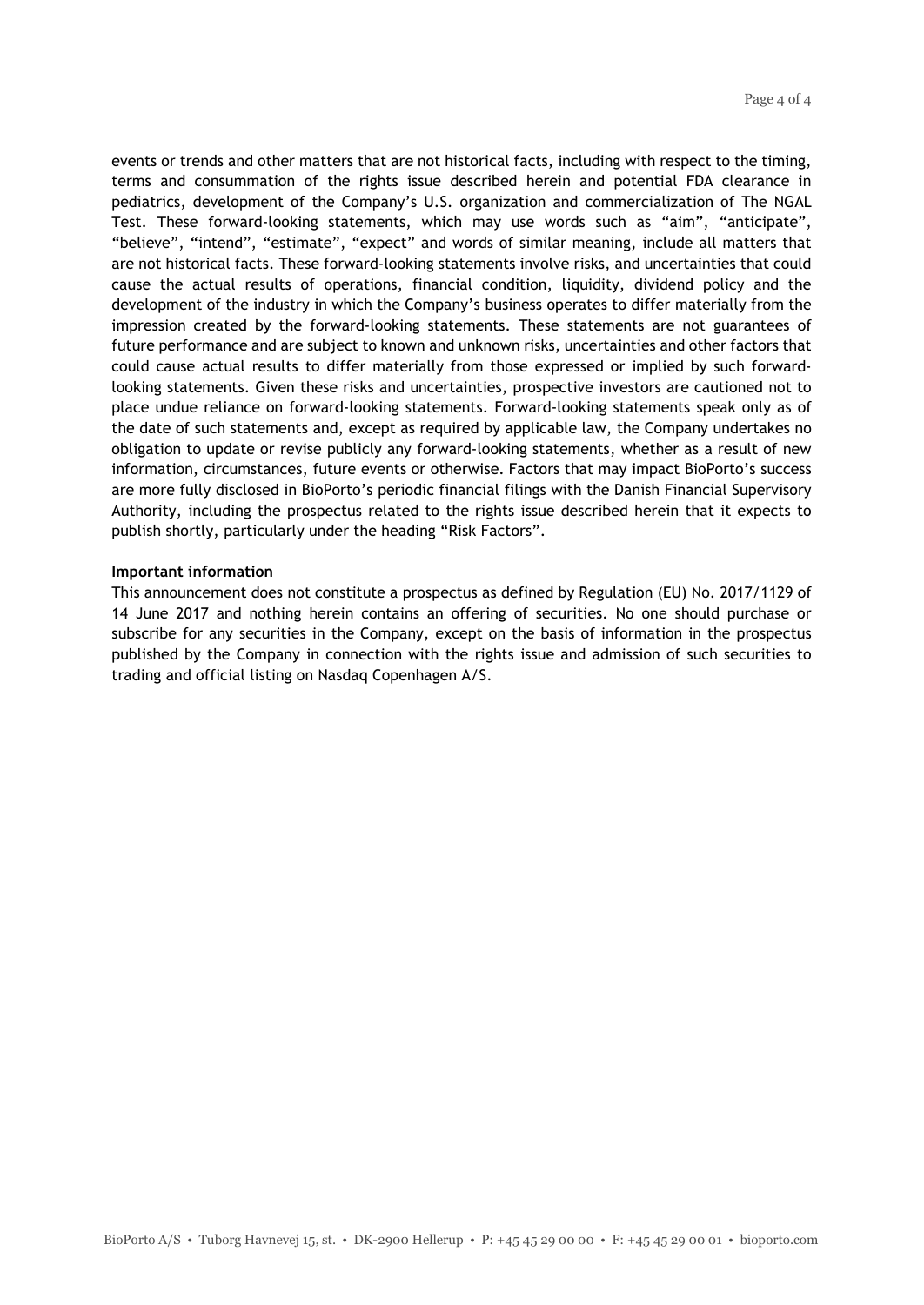events or trends and other matters that are not historical facts, including with respect to the timing, terms and consummation of the rights issue described herein and potential FDA clearance in pediatrics, development of the Company's U.S. organization and commercialization of The NGAL Test. These forward-looking statements, which may use words such as "aim", "anticipate", "believe", "intend", "estimate", "expect" and words of similar meaning, include all matters that are not historical facts. These forward-looking statements involve risks, and uncertainties that could cause the actual results of operations, financial condition, liquidity, dividend policy and the development of the industry in which the Company's business operates to differ materially from the impression created by the forward-looking statements. These statements are not guarantees of future performance and are subject to known and unknown risks, uncertainties and other factors that could cause actual results to differ materially from those expressed or implied by such forward-looking statements. Given these risks and uncertainties, prospective investors are cautioned not to place undue reliance on forward-looking statements. Forward-looking statements speak only as of the date of such statements and, except as required by applicable law, the Company undertakes no obligation to update or revise publicly any forward-looking statements, whether as a result of new information, circumstances, future events or otherwise. Factors that may impact BioPorto's success are more fully disclosed in BioPorto's periodic financial filings with the Danish Financial Supervisory Authority, including the prospectus related to the rights issue described herein that it expects to publish shortly, particularly under the heading "Risk Factors".

**Important information**

This announcement does not constitute a prospectus as defined by Regulation (EU) No. 2017/1129 of 14 June 2017 and nothing herein contains an offering of securities. No one should purchase or subscribe for any securities in the Company, except on the basis of information in the prospectus published by the Company in connection with the rights issue and admission of such securities to trading and official listing on Nasdaq Copenhagen A/S.